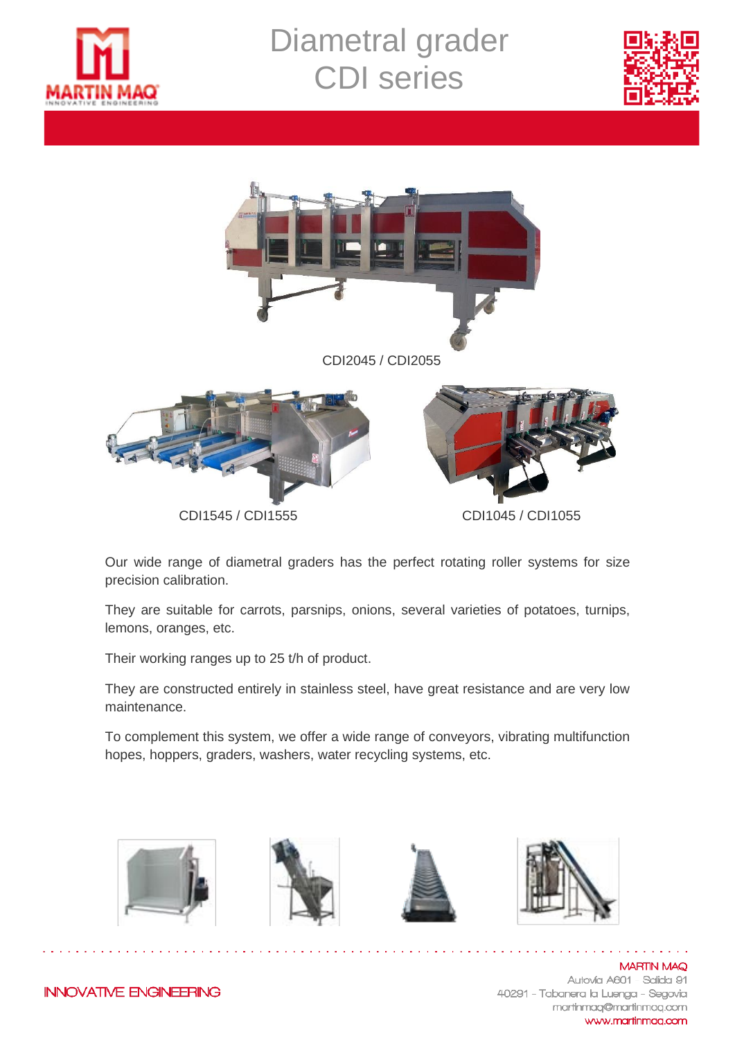# Diametral grader CDI series

CDI2045 / CDI2055

CDI1545 / CDI1555

CDI1045 / CDI1055

Our wide range of diametral graders has the perfect rotating roller systems for size precision calibration.

They are suitable for carrots, parsnips, onions, several varieties of potatoes, turnips, lemons, oranges, etc.

Their working ranges up to 25 t/h of product.

They are constructed entirely in stainless steel, have great resistance and are very low maintenance.

To complement this system, we offer a wide range of conveyors, vibrating multifunction hopes, hoppers, graders, washers, water recycling systems, etc.

INNOVATIVE ENGINEERING

MARTIN MAQ
Autovía A601 – Salida 91
40291 - Tabanera la Luenga - Segovia
martinmaq@martinmaq.com
www.martinmaq.com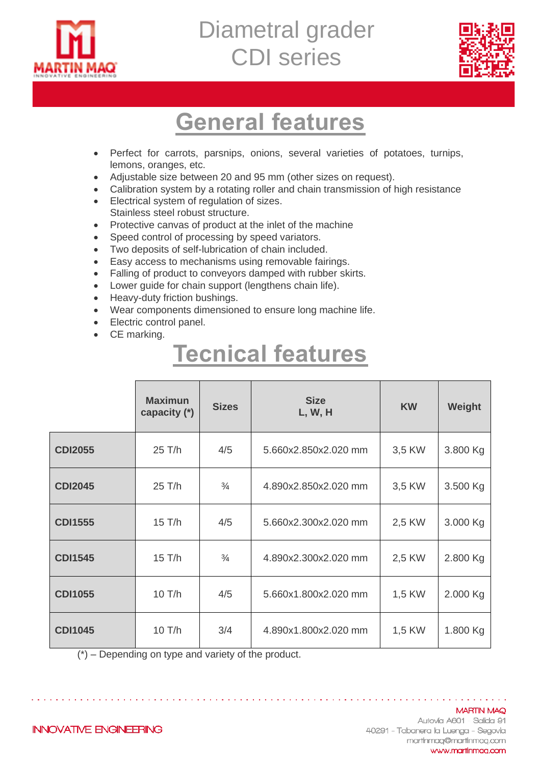# Diametral grader CDI series

## General features

- Perfect for carrots, parsnips, onions, several varieties of potatoes, turnips, lemons, oranges, etc.
- Adjustable size between 20 and 95 mm (other sizes on request).
- Calibration system by a rotating roller and chain transmission of high resistance
- Electrical system of regulation of sizes.
  Stainless steel robust structure.
- Protective canvas of product at the inlet of the machine
- Speed control of processing by speed variators.
- Two deposits of self-lubrication of chain included.
- Easy access to mechanisms using removable fairings.
- Falling of product to conveyors damped with rubber skirts.
- Lower guide for chain support (lengthens chain life).
- Heavy-duty friction bushings.
- Wear components dimensioned to ensure long machine life.
- Electric control panel.
- CE marking.

## Tecnical features

| | Maximun capacity (*) | Sizes | Size L, W, H | KW | Weight |
|---|---|---|---|---|---|
| **CDI2055** | 25 T/h | 4/5 | 5.660x2.850x2.020 mm | 3,5 KW | 3.800 Kg |
| **CDI2045** | 25 T/h | ¾ | 4.890x2.850x2.020 mm | 3,5 KW | 3.500 Kg |
| **CDI1555** | 15 T/h | 4/5 | 5.660x2.300x2.020 mm | 2,5 KW | 3.000 Kg |
| **CDI1545** | 15 T/h | ¾ | 4.890x2.300x2.020 mm | 2,5 KW | 2.800 Kg |
| **CDI1055** | 10 T/h | 4/5 | 5.660x1.800x2.020 mm | 1,5 KW | 2.000 Kg |
| **CDI1045** | 10 T/h | 3/4 | 4.890x1.800x2.020 mm | 1,5 KW | 1.800 Kg |

(*) – Depending on type and variety of the product.

INNOVATIVE ENGINEERING

MARTIN MAQ
Autovía A601 Salida 91
40291 - Tabanera la Luenga - Segovia
martinmaq@martinmaq.com
www.martinmaq.com